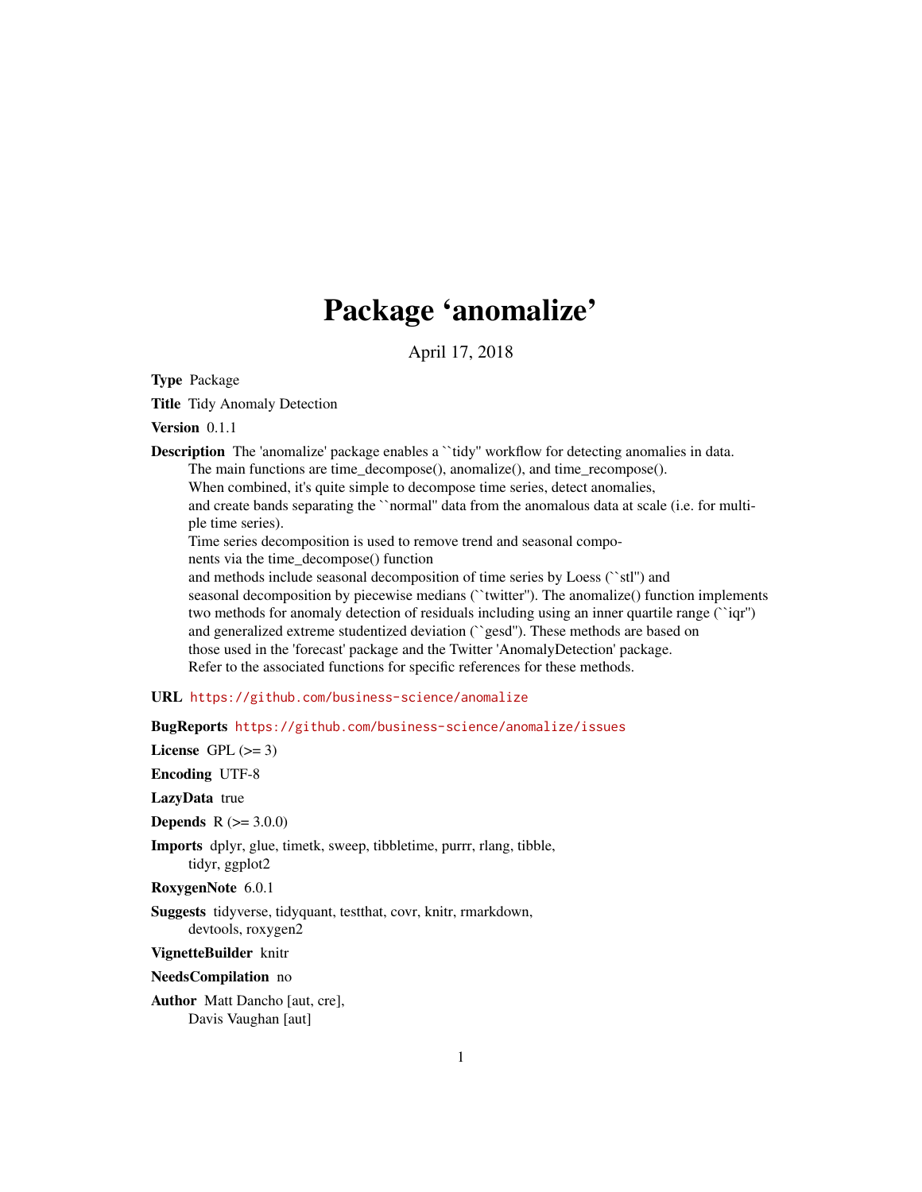# Package 'anomalize'

April 17, 2018

**Type** Package

**Title** Tidy Anomaly Detection

**Version** 0.1.1

**Description** The 'anomalize' package enables a ``tidy'' workflow for detecting anomalies in data. The main functions are time_decompose(), anomalize(), and time_recompose(). When combined, it's quite simple to decompose time series, detect anomalies, and create bands separating the ``normal'' data from the anomalous data at scale (i.e. for multiple time series). Time series decomposition is used to remove trend and seasonal components via the time_decompose() function and methods include seasonal decomposition of time series by Loess (``stl'') and seasonal decomposition by piecewise medians (``twitter''). The anomalize() function implements two methods for anomaly detection of residuals including using an inner quartile range (``iqr'') and generalized extreme studentized deviation (``gesd''). These methods are based on those used in the 'forecast' package and the Twitter 'AnomalyDetection' package. Refer to the associated functions for specific references for these methods.

**URL** https://github.com/business-science/anomalize

**BugReports** https://github.com/business-science/anomalize/issues

**License** GPL (>= 3)

**Encoding** UTF-8

**LazyData** true

**Depends** R (>= 3.0.0)

**Imports** dplyr, glue, timetk, sweep, tibbletime, purrr, rlang, tibble, tidyr, ggplot2

**RoxygenNote** 6.0.1

**Suggests** tidyverse, tidyquant, testthat, covr, knitr, rmarkdown, devtools, roxygen2

**VignetteBuilder** knitr

**NeedsCompilation** no

**Author** Matt Dancho [aut, cre], Davis Vaughan [aut]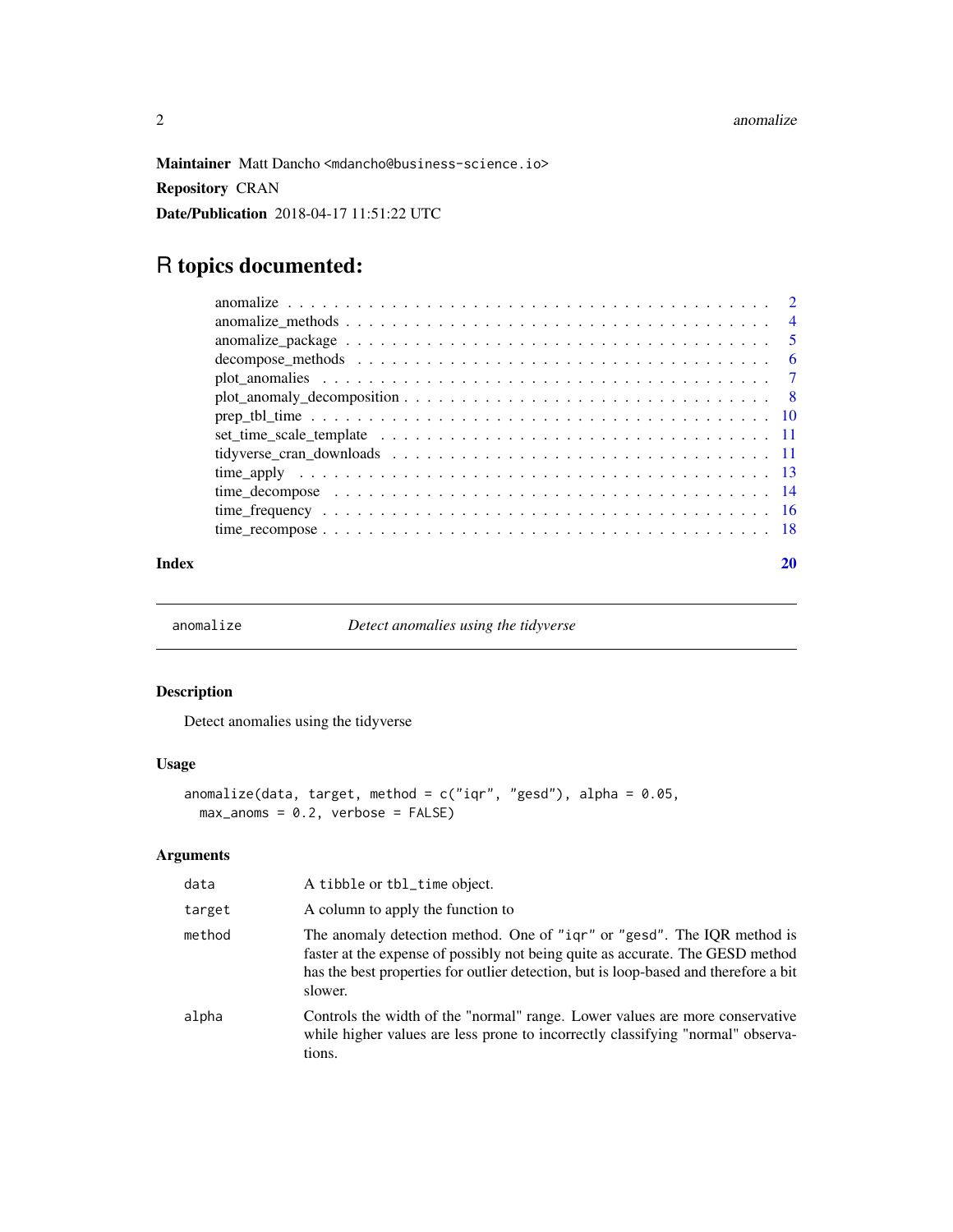**Maintainer** Matt Dancho <mdancho@business-science.io>

**Repository** CRAN

**Date/Publication** 2018-04-17 11:51:22 UTC

# R topics documented:

| | |
|---|---|
| anomalize | 2 |
| anomalize_methods | 4 |
| anomalize_package | 5 |
| decompose_methods | 6 |
| plot_anomalies | 7 |
| plot_anomaly_decomposition | 8 |
| prep_tbl_time | 10 |
| set_time_scale_template | 11 |
| tidyverse_cran_downloads | 11 |
| time_apply | 13 |
| time_decompose | 14 |
| time_frequency | 16 |
| time_recompose | 18 |
| **Index** | **20** |

---

`anomalize` *Detect anomalies using the tidyverse*

---

## Description

Detect anomalies using the tidyverse

## Usage

```
anomalize(data, target, method = c("iqr", "gesd"), alpha = 0.05,
  max_anoms = 0.2, verbose = FALSE)
```

## Arguments

| | |
|---|---|
| `data` | A `tibble` or `tbl_time` object. |
| `target` | A column to apply the function to |
| `method` | The anomaly detection method. One of `"iqr"` or `"gesd"`. The IQR method is faster at the expense of possibly not being quite as accurate. The GESD method has the best properties for outlier detection, but is loop-based and therefore a bit slower. |
| `alpha` | Controls the width of the "normal" range. Lower values are more conservative while higher values are less prone to incorrectly classifying "normal" observations. |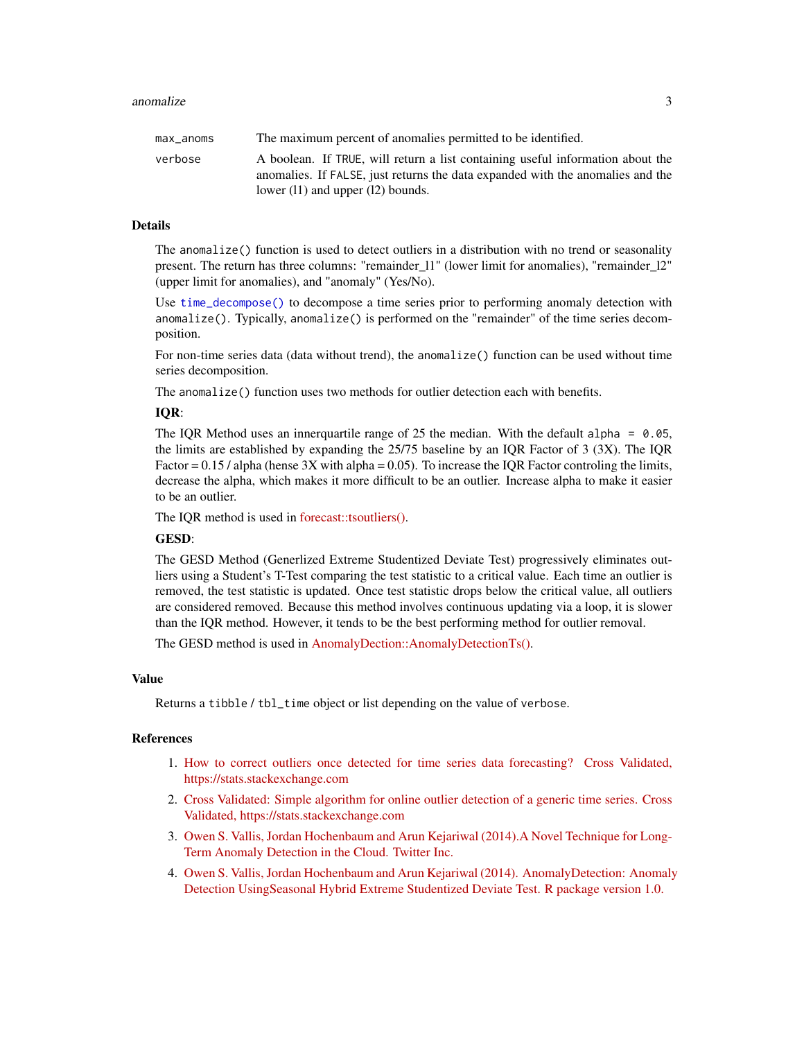| | |
|---|---|
| `max_anoms` | The maximum percent of anomalies permitted to be identified. |
| `verbose` | A boolean. If `TRUE`, will return a list containing useful information about the anomalies. If `FALSE`, just returns the data expanded with the anomalies and the lower (l1) and upper (l2) bounds. |

## Details

The `anomalize()` function is used to detect outliers in a distribution with no trend or seasonality present. The return has three columns: "remainder_l1" (lower limit for anomalies), "remainder_l2" (upper limit for anomalies), and "anomaly" (Yes/No).

Use `time_decompose()` to decompose a time series prior to performing anomaly detection with `anomalize()`. Typically, `anomalize()` is performed on the "remainder" of the time series decomposition.

For non-time series data (data without trend), the `anomalize()` function can be used without time series decomposition.

The `anomalize()` function uses two methods for outlier detection each with benefits.

**IQR**:

The IQR Method uses an innerquartile range of 25 the median. With the default `alpha = 0.05`, the limits are established by expanding the 25/75 baseline by an IQR Factor of 3 (3X). The IQR Factor = 0.15 / alpha (hense 3X with alpha = 0.05). To increase the IQR Factor controling the limits, decrease the alpha, which makes it more difficult to be an outlier. Increase alpha to make it easier to be an outlier.

The IQR method is used in forecast::tsoutliers().

**GESD**:

The GESD Method (Generlized Extreme Studentized Deviate Test) progressively eliminates outliers using a Student's T-Test comparing the test statistic to a critical value. Each time an outlier is removed, the test statistic is updated. Once test statistic drops below the critical value, all outliers are considered removed. Because this method involves continuous updating via a loop, it is slower than the IQR method. However, it tends to be the best performing method for outlier removal.

The GESD method is used in AnomalyDection::AnomalyDetectionTs().

## Value

Returns a `tibble` / `tbl_time` object or list depending on the value of `verbose`.

## References

1. How to correct outliers once detected for time series data forecasting? Cross Validated, https://stats.stackexchange.com
2. Cross Validated: Simple algorithm for online outlier detection of a generic time series. Cross Validated, https://stats.stackexchange.com
3. Owen S. Vallis, Jordan Hochenbaum and Arun Kejariwal (2014).A Novel Technique for Long-Term Anomaly Detection in the Cloud. Twitter Inc.
4. Owen S. Vallis, Jordan Hochenbaum and Arun Kejariwal (2014). AnomalyDetection: Anomaly Detection UsingSeasonal Hybrid Extreme Studentized Deviate Test. R package version 1.0.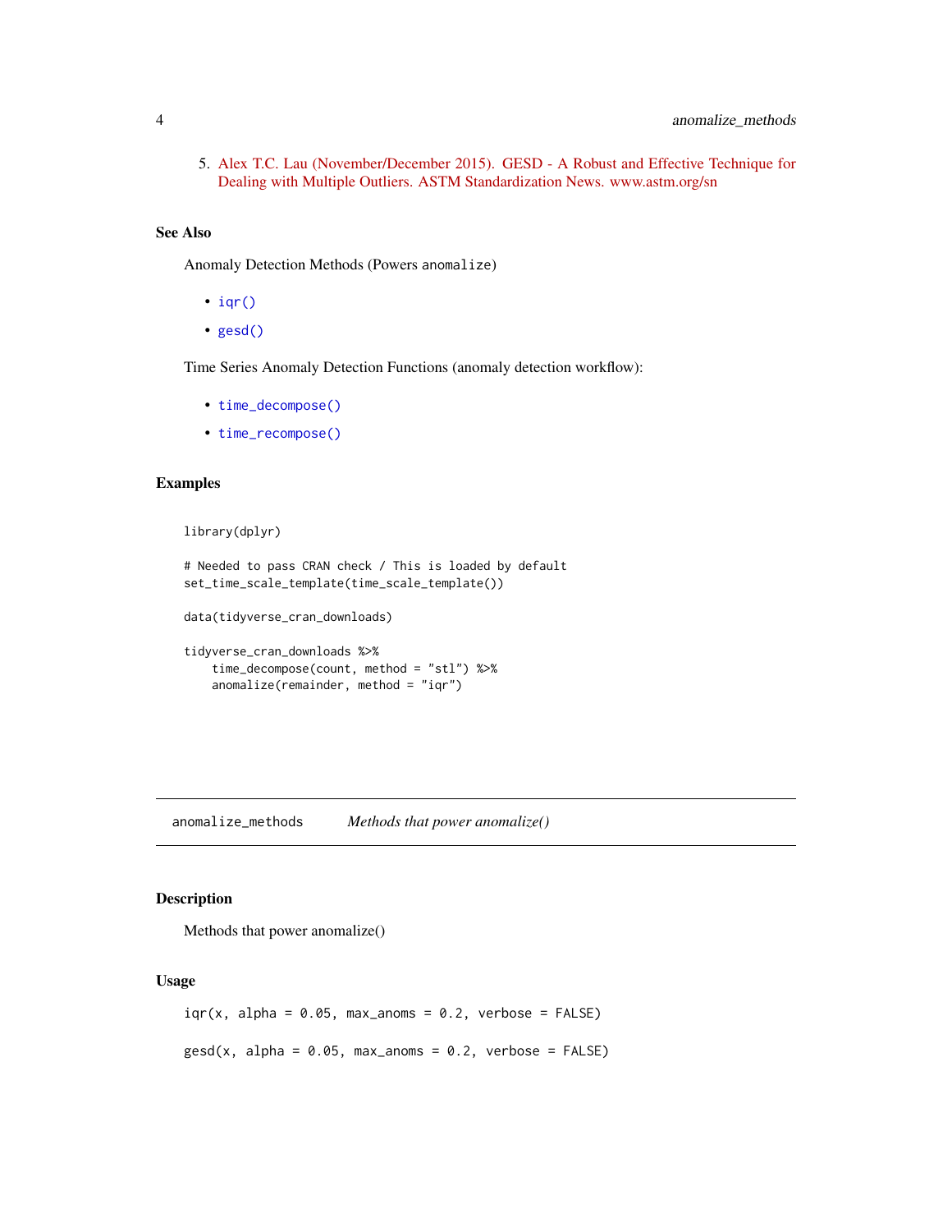5. Alex T.C. Lau (November/December 2015). GESD - A Robust and Effective Technique for Dealing with Multiple Outliers. ASTM Standardization News. www.astm.org/sn

### See Also

Anomaly Detection Methods (Powers `anomalize`)

- `iqr()`
- `gesd()`

Time Series Anomaly Detection Functions (anomaly detection workflow):

- `time_decompose()`
- `time_recompose()`

### Examples

```
library(dplyr)

# Needed to pass CRAN check / This is loaded by default
set_time_scale_template(time_scale_template())

data(tidyverse_cran_downloads)

tidyverse_cran_downloads %>%
    time_decompose(count, method = "stl") %>%
    anomalize(remainder, method = "iqr")
```

---

## anomalize_methods — *Methods that power anomalize()*

---

### Description

Methods that power anomalize()

### Usage

```
iqr(x, alpha = 0.05, max_anoms = 0.2, verbose = FALSE)

gesd(x, alpha = 0.05, max_anoms = 0.2, verbose = FALSE)
```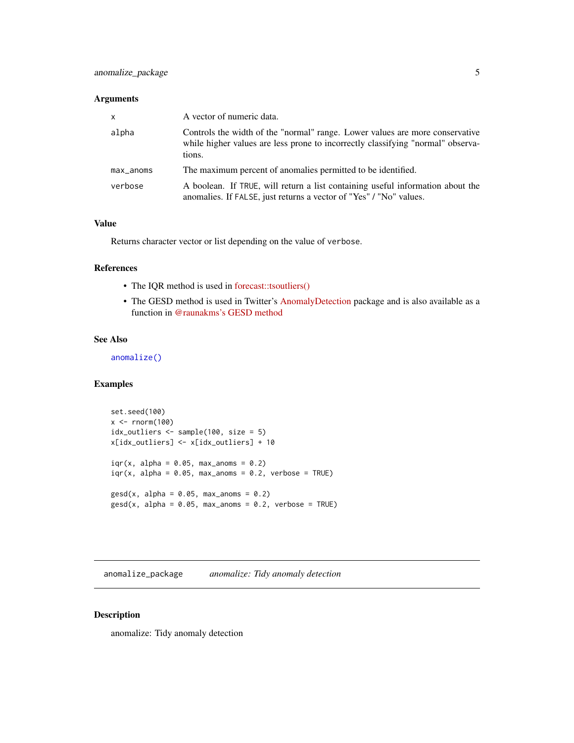### Arguments

| | |
|---|---|
| x | A vector of numeric data. |
| alpha | Controls the width of the "normal" range. Lower values are more conservative while higher values are less prone to incorrectly classifying "normal" observations. |
| max_anoms | The maximum percent of anomalies permitted to be identified. |
| verbose | A boolean. If TRUE, will return a list containing useful information about the anomalies. If FALSE, just returns a vector of "Yes" / "No" values. |

### Value

Returns character vector or list depending on the value of verbose.

### References

- The IQR method is used in forecast::tsoutliers()
- The GESD method is used in Twitter's AnomalyDetection package and is also available as a function in @raunakms's GESD method

### See Also

anomalize()

### Examples

```
set.seed(100)
x <- rnorm(100)
idx_outliers <- sample(100, size = 5)
x[idx_outliers] <- x[idx_outliers] + 10

iqr(x, alpha = 0.05, max_anoms = 0.2)
iqr(x, alpha = 0.05, max_anoms = 0.2, verbose = TRUE)

gesd(x, alpha = 0.05, max_anoms = 0.2)
gesd(x, alpha = 0.05, max_anoms = 0.2, verbose = TRUE)
```

---

## anomalize_package    *anomalize: Tidy anomaly detection*

### Description

anomalize: Tidy anomaly detection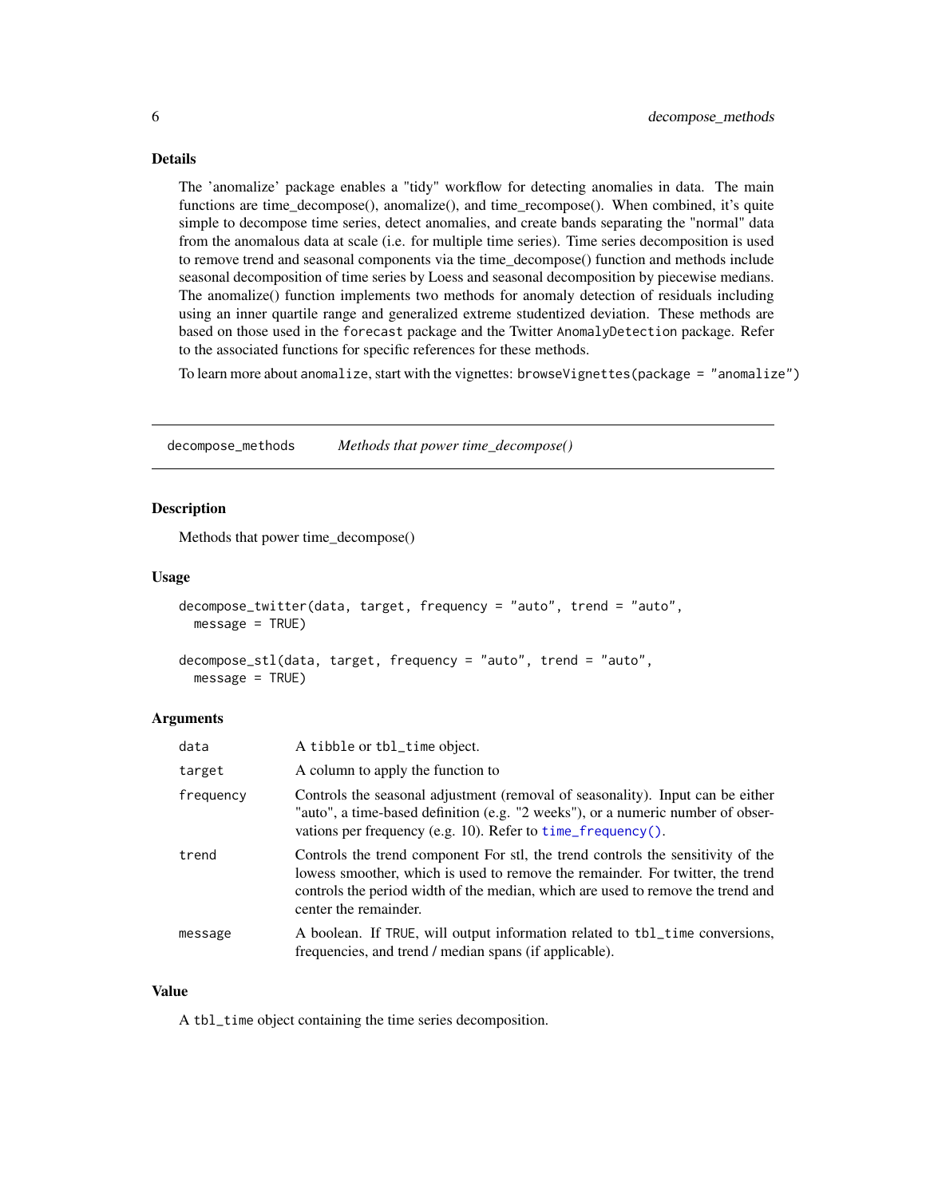### Details

The 'anomalize' package enables a "tidy" workflow for detecting anomalies in data. The main functions are time_decompose(), anomalize(), and time_recompose(). When combined, it's quite simple to decompose time series, detect anomalies, and create bands separating the "normal" data from the anomalous data at scale (i.e. for multiple time series). Time series decomposition is used to remove trend and seasonal components via the time_decompose() function and methods include seasonal decomposition of time series by Loess and seasonal decomposition by piecewise medians. The anomalize() function implements two methods for anomaly detection of residuals including using an inner quartile range and generalized extreme studentized deviation. These methods are based on those used in the `forecast` package and the Twitter `AnomalyDetection` package. Refer to the associated functions for specific references for these methods.

To learn more about `anomalize`, start with the vignettes: `browseVignettes(package = "anomalize")`

## decompose_methods — *Methods that power time_decompose()*

### Description

Methods that power time_decompose()

### Usage

```
decompose_twitter(data, target, frequency = "auto", trend = "auto",
  message = TRUE)

decompose_stl(data, target, frequency = "auto", trend = "auto",
  message = TRUE)
```

### Arguments

| | |
|---|---|
| `data` | A `tibble` or `tbl_time` object. |
| `target` | A column to apply the function to |
| `frequency` | Controls the seasonal adjustment (removal of seasonality). Input can be either "auto", a time-based definition (e.g. "2 weeks"), or a numeric number of observations per frequency (e.g. 10). Refer to `time_frequency()`. |
| `trend` | Controls the trend component For stl, the trend controls the sensitivity of the lowess smoother, which is used to remove the remainder. For twitter, the trend controls the period width of the median, which are used to remove the trend and center the remainder. |
| `message` | A boolean. If `TRUE`, will output information related to `tbl_time` conversions, frequencies, and trend / median spans (if applicable). |

### Value

A `tbl_time` object containing the time series decomposition.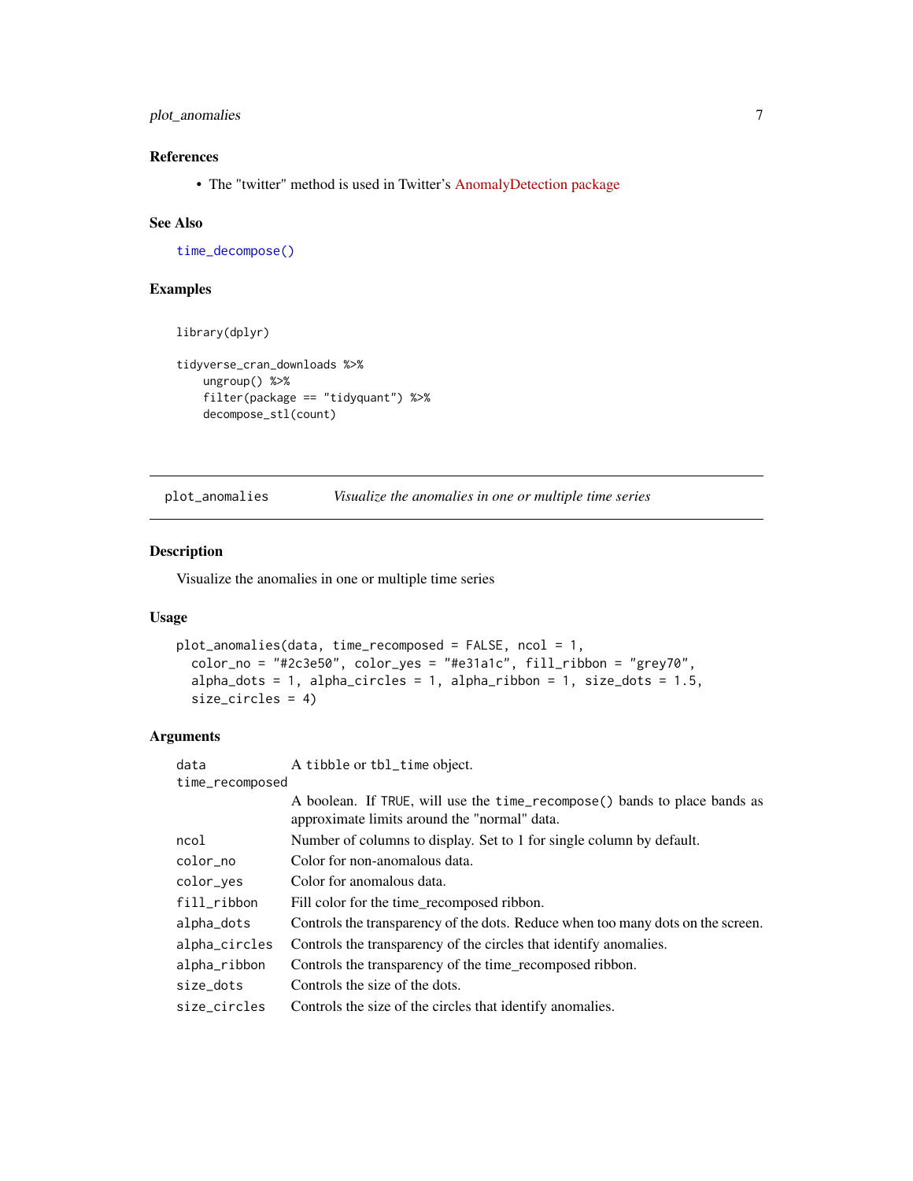### References

- The "twitter" method is used in Twitter's AnomalyDetection package

### See Also

`time_decompose()`

### Examples

```
library(dplyr)

tidyverse_cran_downloads %>%
    ungroup() %>%
    filter(package == "tidyquant") %>%
    decompose_stl(count)
```

---

## plot_anomalies — *Visualize the anomalies in one or multiple time series*

---

### Description

Visualize the anomalies in one or multiple time series

### Usage

```
plot_anomalies(data, time_recomposed = FALSE, ncol = 1,
  color_no = "#2c3e50", color_yes = "#e31a1c", fill_ribbon = "grey70",
  alpha_dots = 1, alpha_circles = 1, alpha_ribbon = 1, size_dots = 1.5,
  size_circles = 4)
```

### Arguments

| Argument | Description |
|---|---|
| `data` | A `tibble` or `tbl_time` object. |
| `time_recomposed` | A boolean. If `TRUE`, will use the `time_recompose()` bands to place bands as approximate limits around the "normal" data. |
| `ncol` | Number of columns to display. Set to 1 for single column by default. |
| `color_no` | Color for non-anomalous data. |
| `color_yes` | Color for anomalous data. |
| `fill_ribbon` | Fill color for the time_recomposed ribbon. |
| `alpha_dots` | Controls the transparency of the dots. Reduce when too many dots on the screen. |
| `alpha_circles` | Controls the transparency of the circles that identify anomalies. |
| `alpha_ribbon` | Controls the transparency of the time_recomposed ribbon. |
| `size_dots` | Controls the size of the dots. |
| `size_circles` | Controls the size of the circles that identify anomalies. |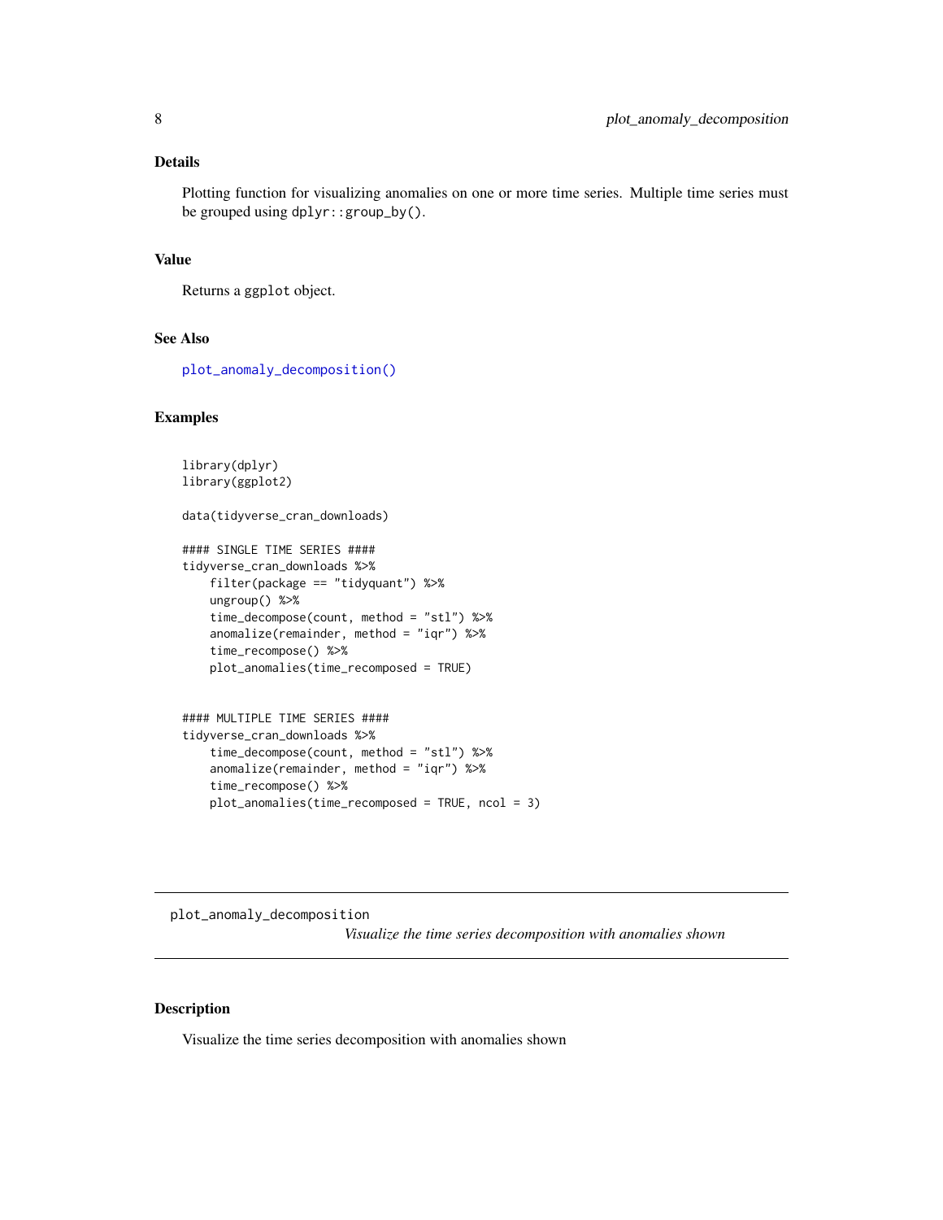## Details

Plotting function for visualizing anomalies on one or more time series. Multiple time series must be grouped using `dplyr::group_by()`.

## Value

Returns a `ggplot` object.

## See Also

`plot_anomaly_decomposition()`

## Examples

```
library(dplyr)
library(ggplot2)

data(tidyverse_cran_downloads)

#### SINGLE TIME SERIES ####
tidyverse_cran_downloads %>%
    filter(package == "tidyquant") %>%
    ungroup() %>%
    time_decompose(count, method = "stl") %>%
    anomalize(remainder, method = "iqr") %>%
    time_recompose() %>%
    plot_anomalies(time_recomposed = TRUE)


#### MULTIPLE TIME SERIES ####
tidyverse_cran_downloads %>%
    time_decompose(count, method = "stl") %>%
    anomalize(remainder, method = "iqr") %>%
    time_recompose() %>%
    plot_anomalies(time_recomposed = TRUE, ncol = 3)
```

---

# plot_anomaly_decomposition

*Visualize the time series decomposition with anomalies shown*

## Description

Visualize the time series decomposition with anomalies shown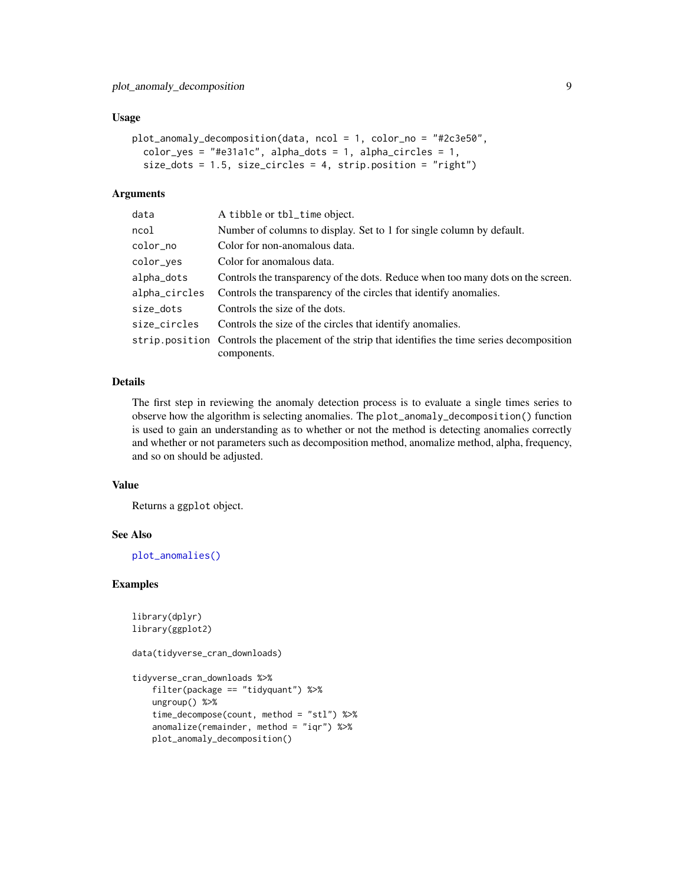### Usage

```
plot_anomaly_decomposition(data, ncol = 1, color_no = "#2c3e50",
  color_yes = "#e31a1c", alpha_dots = 1, alpha_circles = 1,
  size_dots = 1.5, size_circles = 4, strip.position = "right")
```

### Arguments

| | |
|---|---|
| `data` | A `tibble` or `tbl_time` object. |
| `ncol` | Number of columns to display. Set to 1 for single column by default. |
| `color_no` | Color for non-anomalous data. |
| `color_yes` | Color for anomalous data. |
| `alpha_dots` | Controls the transparency of the dots. Reduce when too many dots on the screen. |
| `alpha_circles` | Controls the transparency of the circles that identify anomalies. |
| `size_dots` | Controls the size of the dots. |
| `size_circles` | Controls the size of the circles that identify anomalies. |
| `strip.position` | Controls the placement of the strip that identifies the time series decomposition components. |

### Details

The first step in reviewing the anomaly detection process is to evaluate a single times series to observe how the algorithm is selecting anomalies. The `plot_anomaly_decomposition()` function is used to gain an understanding as to whether or not the method is detecting anomalies correctly and whether or not parameters such as decomposition method, anomalize method, alpha, frequency, and so on should be adjusted.

### Value

Returns a `ggplot` object.

### See Also

`plot_anomalies()`

### Examples

```
library(dplyr)
library(ggplot2)

data(tidyverse_cran_downloads)

tidyverse_cran_downloads %>%
    filter(package == "tidyquant") %>%
    ungroup() %>%
    time_decompose(count, method = "stl") %>%
    anomalize(remainder, method = "iqr") %>%
    plot_anomaly_decomposition()
```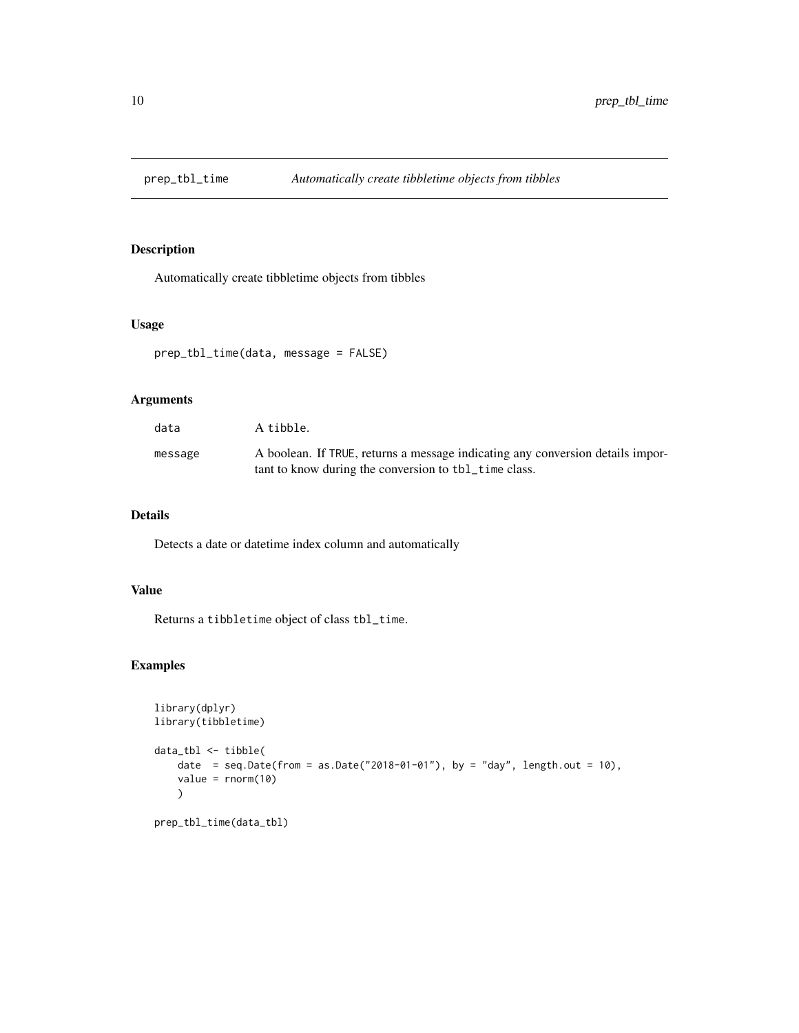## prep_tbl_time *Automatically create tibbletime objects from tibbles*

### Description

Automatically create tibbletime objects from tibbles

### Usage

```
prep_tbl_time(data, message = FALSE)
```

### Arguments

| | |
|---|---|
| `data` | A `tibble`. |
| `message` | A boolean. If `TRUE`, returns a message indicating any conversion details important to know during the conversion to `tbl_time` class. |

### Details

Detects a date or datetime index column and automatically

### Value

Returns a `tibbletime` object of class `tbl_time`.

### Examples

```
library(dplyr)
library(tibbletime)

data_tbl <- tibble(
    date  = seq.Date(from = as.Date("2018-01-01"), by = "day", length.out = 10),
    value = rnorm(10)
    )

prep_tbl_time(data_tbl)
```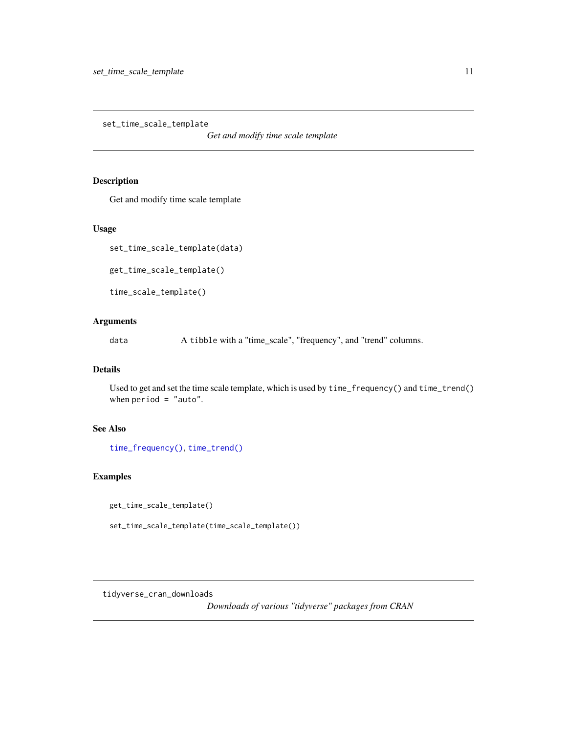## set_time_scale_template

*Get and modify time scale template*

### Description

Get and modify time scale template

### Usage

```
set_time_scale_template(data)

get_time_scale_template()

time_scale_template()
```

### Arguments

| | |
|---|---|
| data | A tibble with a "time_scale", "frequency", and "trend" columns. |

### Details

Used to get and set the time scale template, which is used by `time_frequency()` and `time_trend()` when `period = "auto"`.

### See Also

`time_frequency()`, `time_trend()`

### Examples

```
get_time_scale_template()

set_time_scale_template(time_scale_template())
```

## tidyverse_cran_downloads

*Downloads of various "tidyverse" packages from CRAN*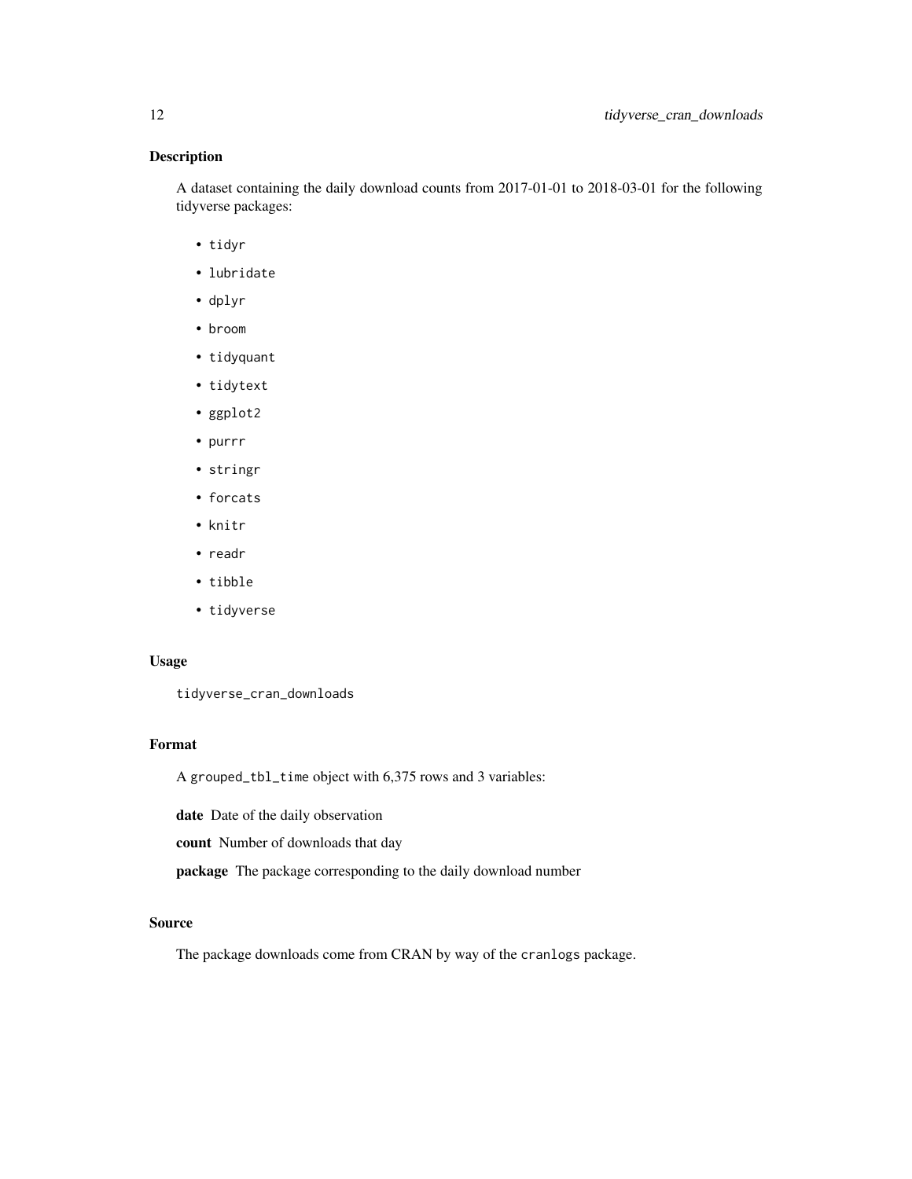## Description

A dataset containing the daily download counts from 2017-01-01 to 2018-03-01 for the following tidyverse packages:

- tidyr
- lubridate
- dplyr
- broom
- tidyquant
- tidytext
- ggplot2
- purrr
- stringr
- forcats
- knitr
- readr
- tibble
- tidyverse

## Usage

```
tidyverse_cran_downloads
```

## Format

A `grouped_tbl_time` object with 6,375 rows and 3 variables:

**date** Date of the daily observation

**count** Number of downloads that day

**package** The package corresponding to the daily download number

## Source

The package downloads come from CRAN by way of the `cranlogs` package.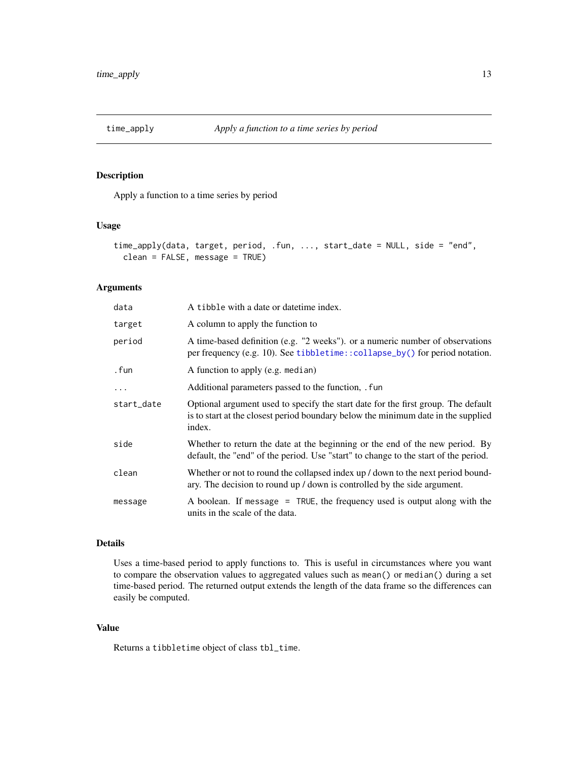## time_apply — Apply a function to a time series by period

### Description

Apply a function to a time series by period

### Usage

```
time_apply(data, target, period, .fun, ..., start_date = NULL, side = "end",
  clean = FALSE, message = TRUE)
```

### Arguments

| Argument | Description |
|---|---|
| data | A tibble with a date or datetime index. |
| target | A column to apply the function to |
| period | A time-based definition (e.g. "2 weeks"). or a numeric number of observations per frequency (e.g. 10). See `tibbletime::collapse_by()` for period notation. |
| .fun | A function to apply (e.g. `median`) |
| ... | Additional parameters passed to the function, `.fun` |
| start_date | Optional argument used to specify the start date for the first group. The default is to start at the closest period boundary below the minimum date in the supplied index. |
| side | Whether to return the date at the beginning or the end of the new period. By default, the "end" of the period. Use "start" to change to the start of the period. |
| clean | Whether or not to round the collapsed index up / down to the next period boundary. The decision to round up / down is controlled by the side argument. |
| message | A boolean. If `message = TRUE`, the frequency used is output along with the units in the scale of the data. |

### Details

Uses a time-based period to apply functions to. This is useful in circumstances where you want to compare the observation values to aggregated values such as `mean()` or `median()` during a set time-based period. The returned output extends the length of the data frame so the differences can easily be computed.

### Value

Returns a `tibbletime` object of class `tbl_time`.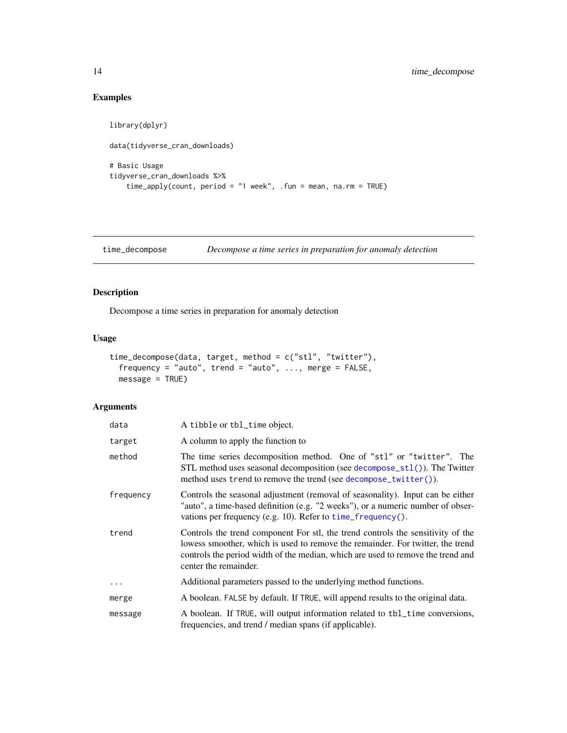## Examples

```
library(dplyr)

data(tidyverse_cran_downloads)

# Basic Usage
tidyverse_cran_downloads %>%
    time_apply(count, period = "1 week", .fun = mean, na.rm = TRUE)
```

---

## time_decompose — *Decompose a time series in preparation for anomaly detection*

---

### Description

Decompose a time series in preparation for anomaly detection

### Usage

```
time_decompose(data, target, method = c("stl", "twitter"),
  frequency = "auto", trend = "auto", ..., merge = FALSE,
  message = TRUE)
```

### Arguments

| | |
|---|---|
| data | A tibble or tbl_time object. |
| target | A column to apply the function to |
| method | The time series decomposition method. One of "stl" or "twitter". The STL method uses seasonal decomposition (see decompose_stl()). The Twitter method uses trend to remove the trend (see decompose_twitter()). |
| frequency | Controls the seasonal adjustment (removal of seasonality). Input can be either "auto", a time-based definition (e.g. "2 weeks"), or a numeric number of observations per frequency (e.g. 10). Refer to time_frequency(). |
| trend | Controls the trend component For stl, the trend controls the sensitivity of the lowess smoother, which is used to remove the remainder. For twitter, the trend controls the period width of the median, which are used to remove the trend and center the remainder. |
| ... | Additional parameters passed to the underlying method functions. |
| merge | A boolean. FALSE by default. If TRUE, will append results to the original data. |
| message | A boolean. If TRUE, will output information related to tbl_time conversions, frequencies, and trend / median spans (if applicable). |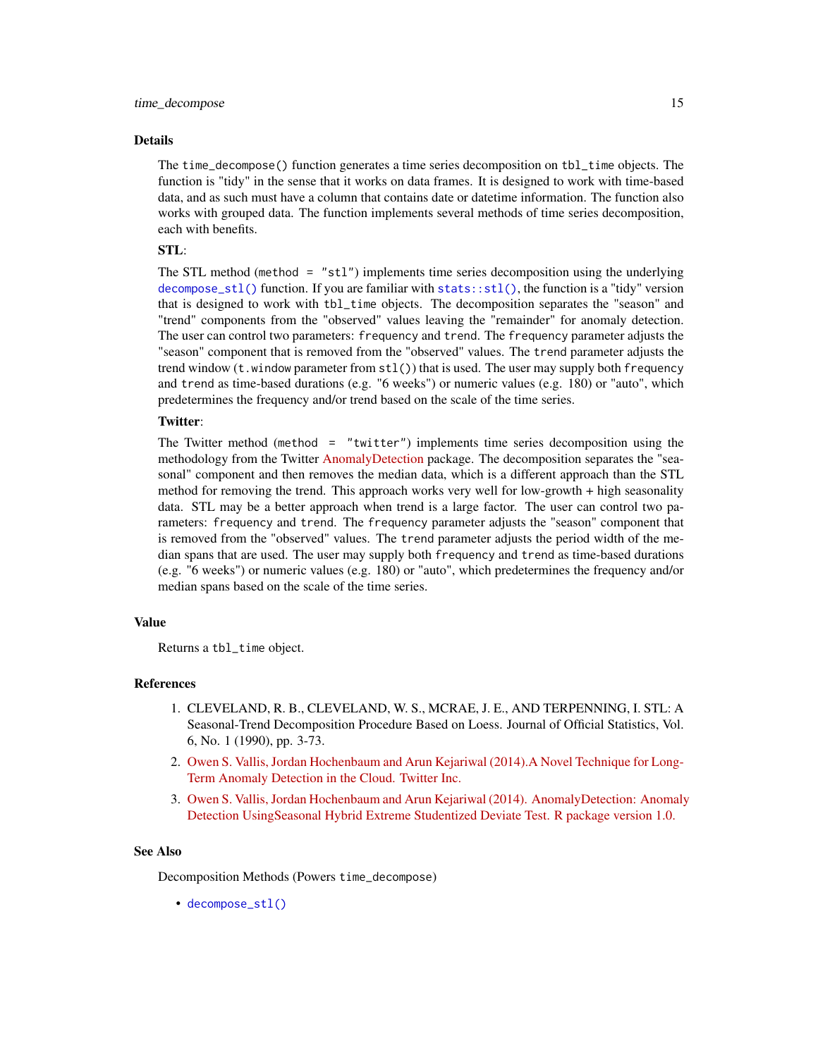## Details

The `time_decompose()` function generates a time series decomposition on `tbl_time` objects. The function is "tidy" in the sense that it works on data frames. It is designed to work with time-based data, and as such must have a column that contains date or datetime information. The function also works with grouped data. The function implements several methods of time series decomposition, each with benefits.

**STL**:

The STL method (`method = "stl"`) implements time series decomposition using the underlying `decompose_stl()` function. If you are familiar with `stats::stl()`, the function is a "tidy" version that is designed to work with `tbl_time` objects. The decomposition separates the "season" and "trend" components from the "observed" values leaving the "remainder" for anomaly detection. The user can control two parameters: `frequency` and `trend`. The `frequency` parameter adjusts the "season" component that is removed from the "observed" values. The `trend` parameter adjusts the trend window (`t.window` parameter from `stl()`) that is used. The user may supply both `frequency` and `trend` as time-based durations (e.g. "6 weeks") or numeric values (e.g. 180) or "auto", which predetermines the frequency and/or trend based on the scale of the time series.

**Twitter**:

The Twitter method (`method = "twitter"`) implements time series decomposition using the methodology from the Twitter AnomalyDetection package. The decomposition separates the "seasonal" component and then removes the median data, which is a different approach than the STL method for removing the trend. This approach works very well for low-growth + high seasonality data. STL may be a better approach when trend is a large factor. The user can control two parameters: `frequency` and `trend`. The `frequency` parameter adjusts the "season" component that is removed from the "observed" values. The `trend` parameter adjusts the period width of the median spans that are used. The user may supply both `frequency` and `trend` as time-based durations (e.g. "6 weeks") or numeric values (e.g. 180) or "auto", which predetermines the frequency and/or median spans based on the scale of the time series.

## Value

Returns a `tbl_time` object.

## References

1. CLEVELAND, R. B., CLEVELAND, W. S., MCRAE, J. E., AND TERPENNING, I. STL: A Seasonal-Trend Decomposition Procedure Based on Loess. Journal of Official Statistics, Vol. 6, No. 1 (1990), pp. 3-73.
2. Owen S. Vallis, Jordan Hochenbaum and Arun Kejariwal (2014).A Novel Technique for Long-Term Anomaly Detection in the Cloud. Twitter Inc.
3. Owen S. Vallis, Jordan Hochenbaum and Arun Kejariwal (2014). AnomalyDetection: Anomaly Detection UsingSeasonal Hybrid Extreme Studentized Deviate Test. R package version 1.0.

## See Also

Decomposition Methods (Powers `time_decompose`)

- `decompose_stl()`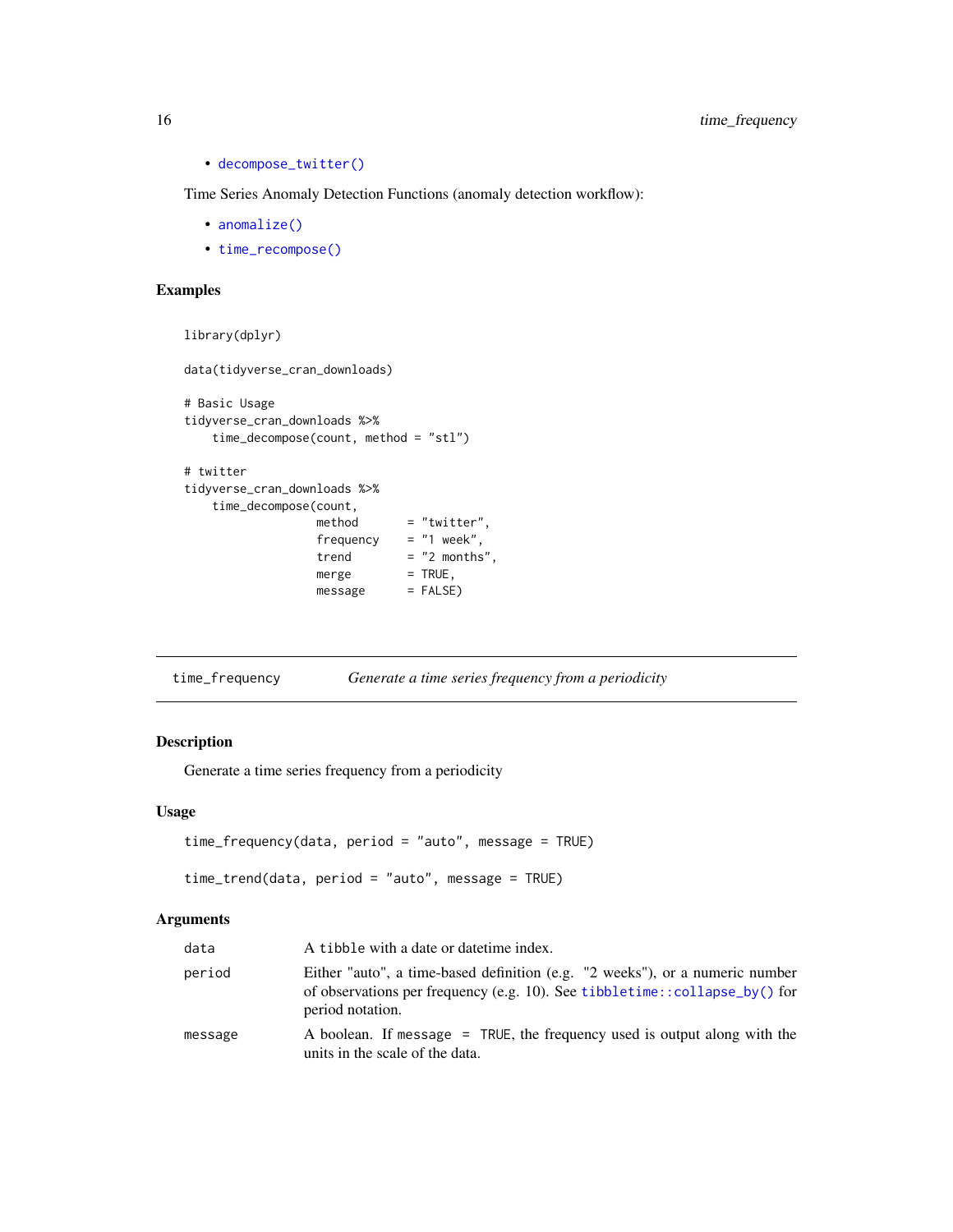- `decompose_twitter()`

Time Series Anomaly Detection Functions (anomaly detection workflow):

- `anomalize()`
- `time_recompose()`

## Examples

```
library(dplyr)

data(tidyverse_cran_downloads)

# Basic Usage
tidyverse_cran_downloads %>%
    time_decompose(count, method = "stl")

# twitter
tidyverse_cran_downloads %>%
    time_decompose(count,
                   method       = "twitter",
                   frequency    = "1 week",
                   trend        = "2 months",
                   merge        = TRUE,
                   message      = FALSE)
```

---

# time_frequency — *Generate a time series frequency from a periodicity*

## Description

Generate a time series frequency from a periodicity

## Usage

```
time_frequency(data, period = "auto", message = TRUE)

time_trend(data, period = "auto", message = TRUE)
```

## Arguments

| | |
|---|---|
| data | A `tibble` with a date or datetime index. |
| period | Either "auto", a time-based definition (e.g. "2 weeks"), or a numeric number of observations per frequency (e.g. 10). See `tibbletime::collapse_by()` for period notation. |
| message | A boolean. If `message = TRUE`, the frequency used is output along with the units in the scale of the data. |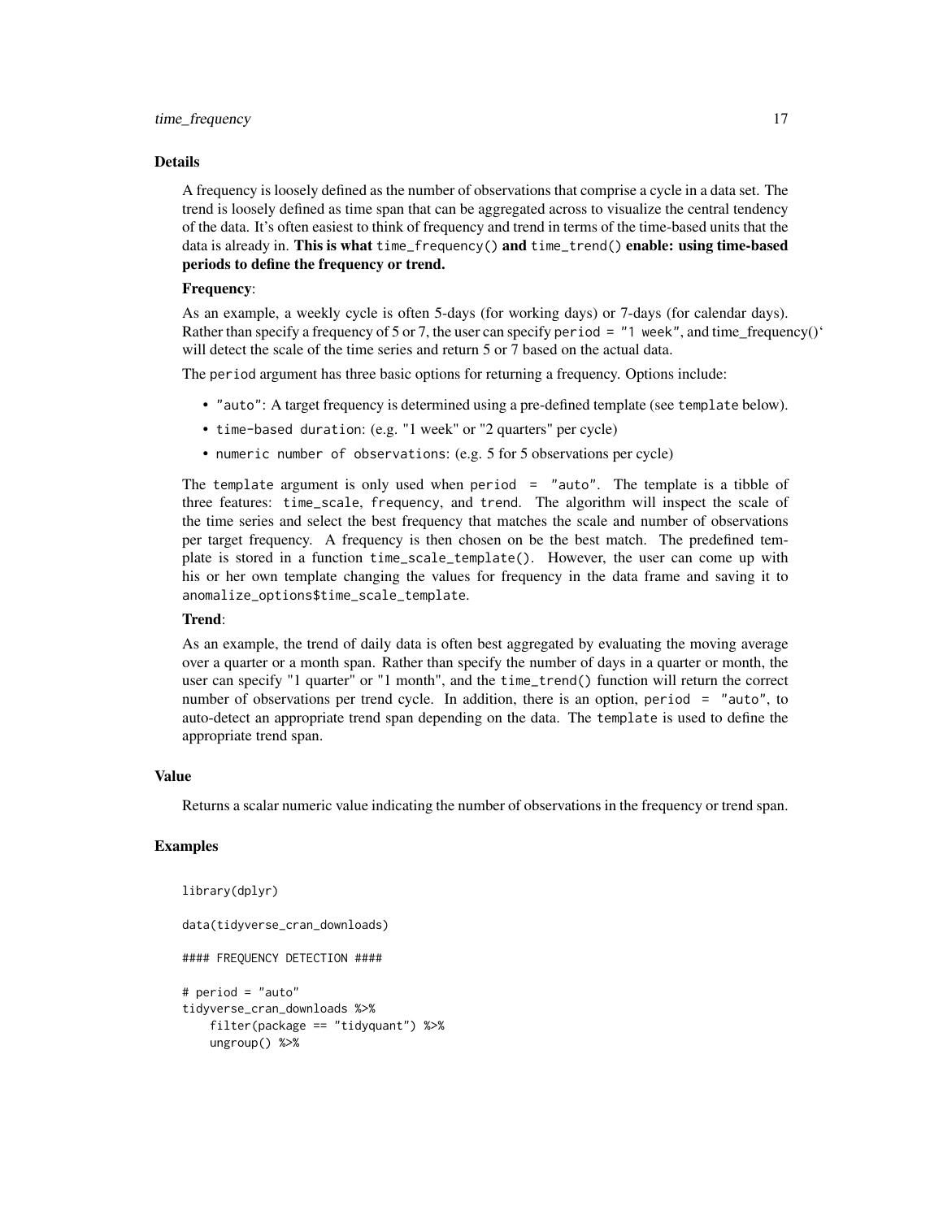### Details

A frequency is loosely defined as the number of observations that comprise a cycle in a data set. The trend is loosely defined as time span that can be aggregated across to visualize the central tendency of the data. It's often easiest to think of frequency and trend in terms of the time-based units that the data is already in. **This is what `time_frequency()` and `time_trend()` enable: using time-based periods to define the frequency or trend.**

**Frequency**:

As an example, a weekly cycle is often 5-days (for working days) or 7-days (for calendar days). Rather than specify a frequency of 5 or 7, the user can specify `period = "1 week"`, and time_frequency()' will detect the scale of the time series and return 5 or 7 based on the actual data.

The `period` argument has three basic options for returning a frequency. Options include:

- `"auto"`: A target frequency is determined using a pre-defined template (see `template` below).
- `time-based duration`: (e.g. "1 week" or "2 quarters" per cycle)
- `numeric number of observations`: (e.g. 5 for 5 observations per cycle)

The `template` argument is only used when `period = "auto"`. The template is a tibble of three features: `time_scale`, `frequency`, and `trend`. The algorithm will inspect the scale of the time series and select the best frequency that matches the scale and number of observations per target frequency. A frequency is then chosen on be the best match. The predefined template is stored in a function `time_scale_template()`. However, the user can come up with his or her own template changing the values for frequency in the data frame and saving it to `anomalize_options$time_scale_template`.

**Trend**:

As an example, the trend of daily data is often best aggregated by evaluating the moving average over a quarter or a month span. Rather than specify the number of days in a quarter or month, the user can specify "1 quarter" or "1 month", and the `time_trend()` function will return the correct number of observations per trend cycle. In addition, there is an option, `period = "auto"`, to auto-detect an appropriate trend span depending on the data. The `template` is used to define the appropriate trend span.

### Value

Returns a scalar numeric value indicating the number of observations in the frequency or trend span.

### Examples

```
library(dplyr)

data(tidyverse_cran_downloads)

#### FREQUENCY DETECTION ####

# period = "auto"
tidyverse_cran_downloads %>%
    filter(package == "tidyquant") %>%
    ungroup() %>%
```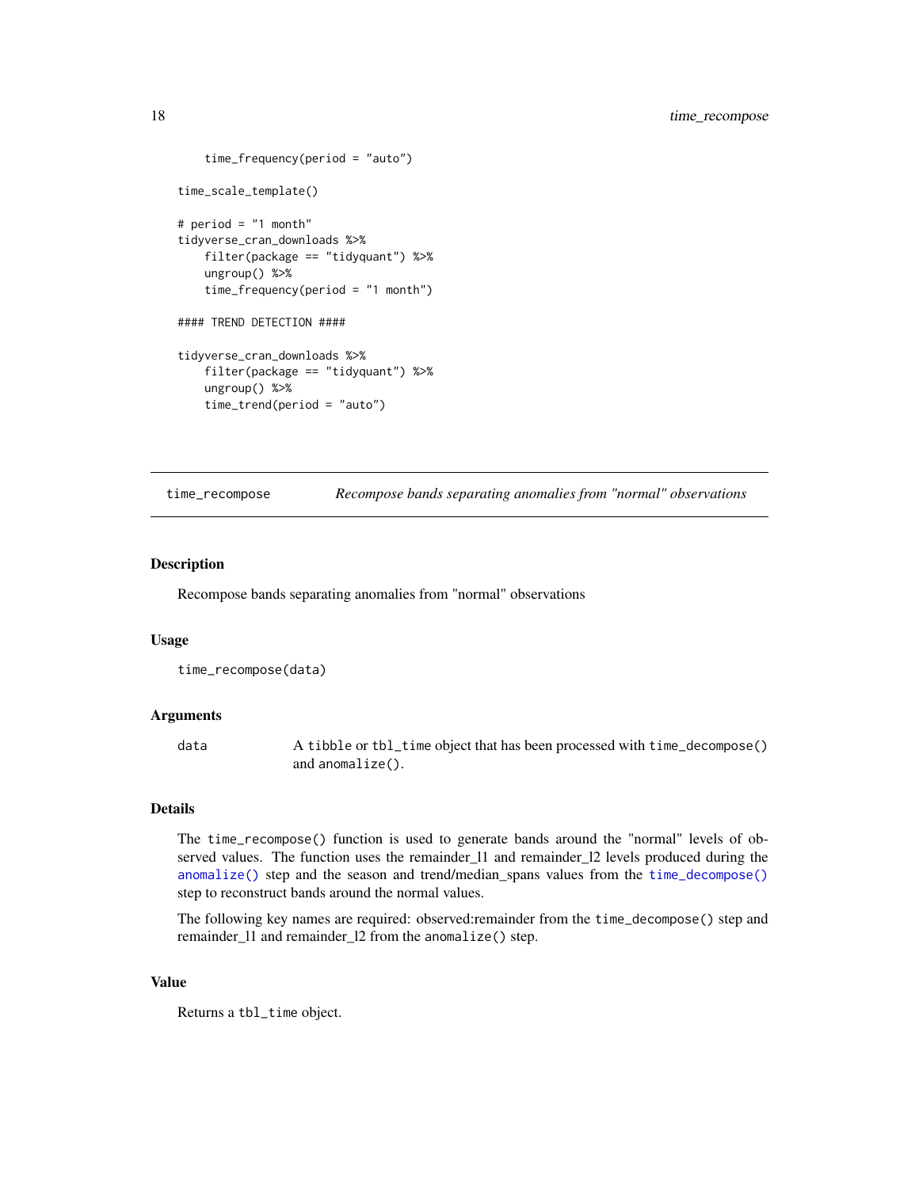```
    time_frequency(period = "auto")

time_scale_template()

# period = "1 month"
tidyverse_cran_downloads %>%
    filter(package == "tidyquant") %>%
    ungroup() %>%
    time_frequency(period = "1 month")

#### TREND DETECTION ####

tidyverse_cran_downloads %>%
    filter(package == "tidyquant") %>%
    ungroup() %>%
    time_trend(period = "auto")
```

---

`time_recompose` — *Recompose bands separating anomalies from "normal" observations*

---

### Description

Recompose bands separating anomalies from "normal" observations

### Usage

```
time_recompose(data)
```

### Arguments

| | |
|---|---|
| `data` | A `tibble` or `tbl_time` object that has been processed with `time_decompose()` and `anomalize()`. |

### Details

The `time_recompose()` function is used to generate bands around the "normal" levels of observed values. The function uses the remainder_l1 and remainder_l2 levels produced during the `anomalize()` step and the season and trend/median_spans values from the `time_decompose()` step to reconstruct bands around the normal values.

The following key names are required: observed:remainder from the `time_decompose()` step and remainder_l1 and remainder_l2 from the `anomalize()` step.

### Value

Returns a `tbl_time` object.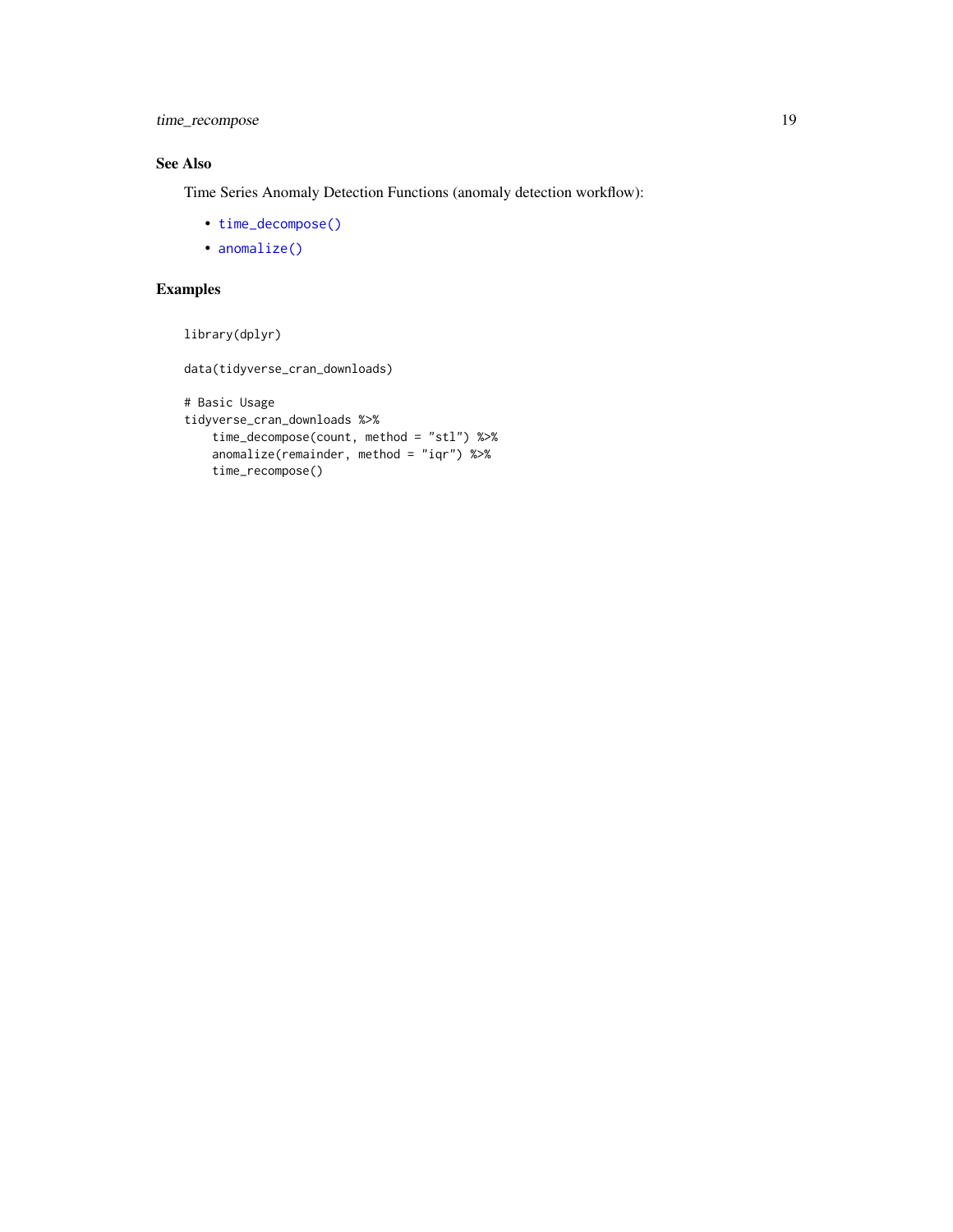## See Also

Time Series Anomaly Detection Functions (anomaly detection workflow):

- `time_decompose()`
- `anomalize()`

## Examples

```
library(dplyr)

data(tidyverse_cran_downloads)

# Basic Usage
tidyverse_cran_downloads %>%
    time_decompose(count, method = "stl") %>%
    anomalize(remainder, method = "iqr") %>%
    time_recompose()
```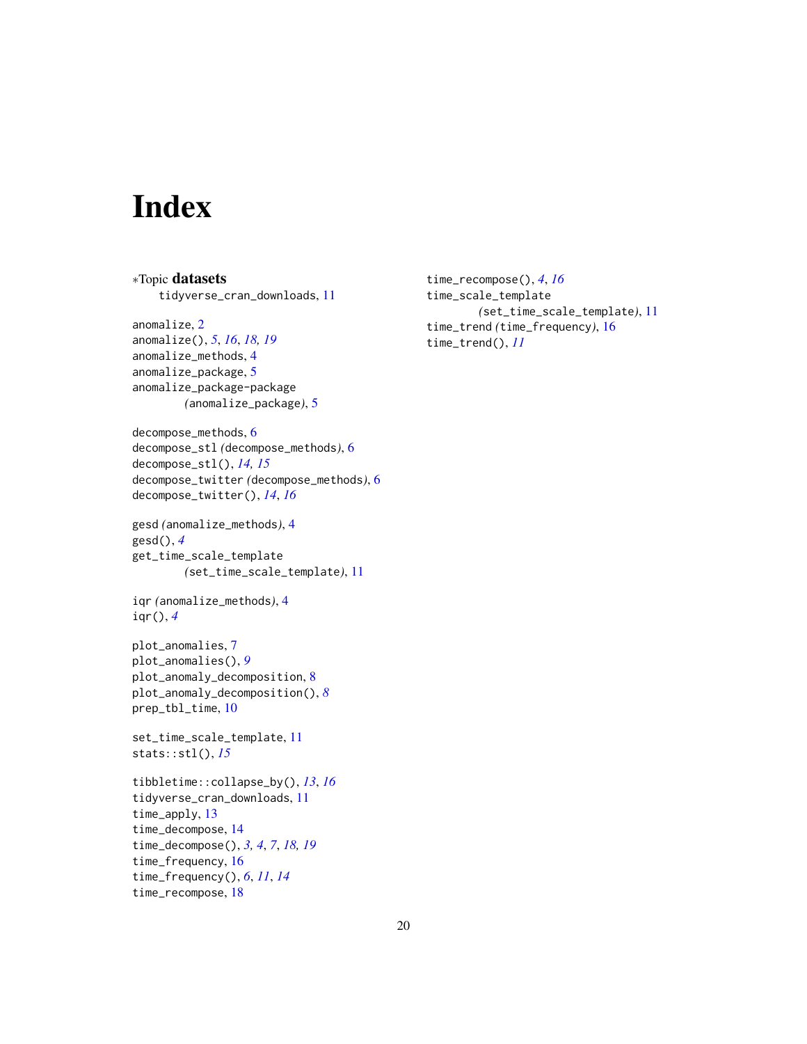# Index

∗Topic **datasets**
    tidyverse_cran_downloads, 11

anomalize, 2
anomalize(), *5*, *16*, *18, 19*
anomalize_methods, 4
anomalize_package, 5
anomalize_package-package
    *(*anomalize_package*)*, 5

decompose_methods, 6
decompose_stl *(*decompose_methods*)*, 6
decompose_stl(), *14, 15*
decompose_twitter *(*decompose_methods*)*, 6
decompose_twitter(), *14*, *16*

gesd *(*anomalize_methods*)*, 4
gesd(), *4*
get_time_scale_template
    *(*set_time_scale_template*)*, 11

iqr *(*anomalize_methods*)*, 4
iqr(), *4*

plot_anomalies, 7
plot_anomalies(), *9*
plot_anomaly_decomposition, 8
plot_anomaly_decomposition(), *8*
prep_tbl_time, 10

set_time_scale_template, 11
stats::stl(), *15*

tibbletime::collapse_by(), *13*, *16*
tidyverse_cran_downloads, 11
time_apply, 13
time_decompose, 14
time_decompose(), *3, 4*, *7*, *18, 19*
time_frequency, 16
time_frequency(), *6*, *11*, *14*
time_recompose, 18
time_recompose(), *4*, *16*
time_scale_template
    *(*set_time_scale_template*)*, 11
time_trend *(*time_frequency*)*, 16
time_trend(), *11*